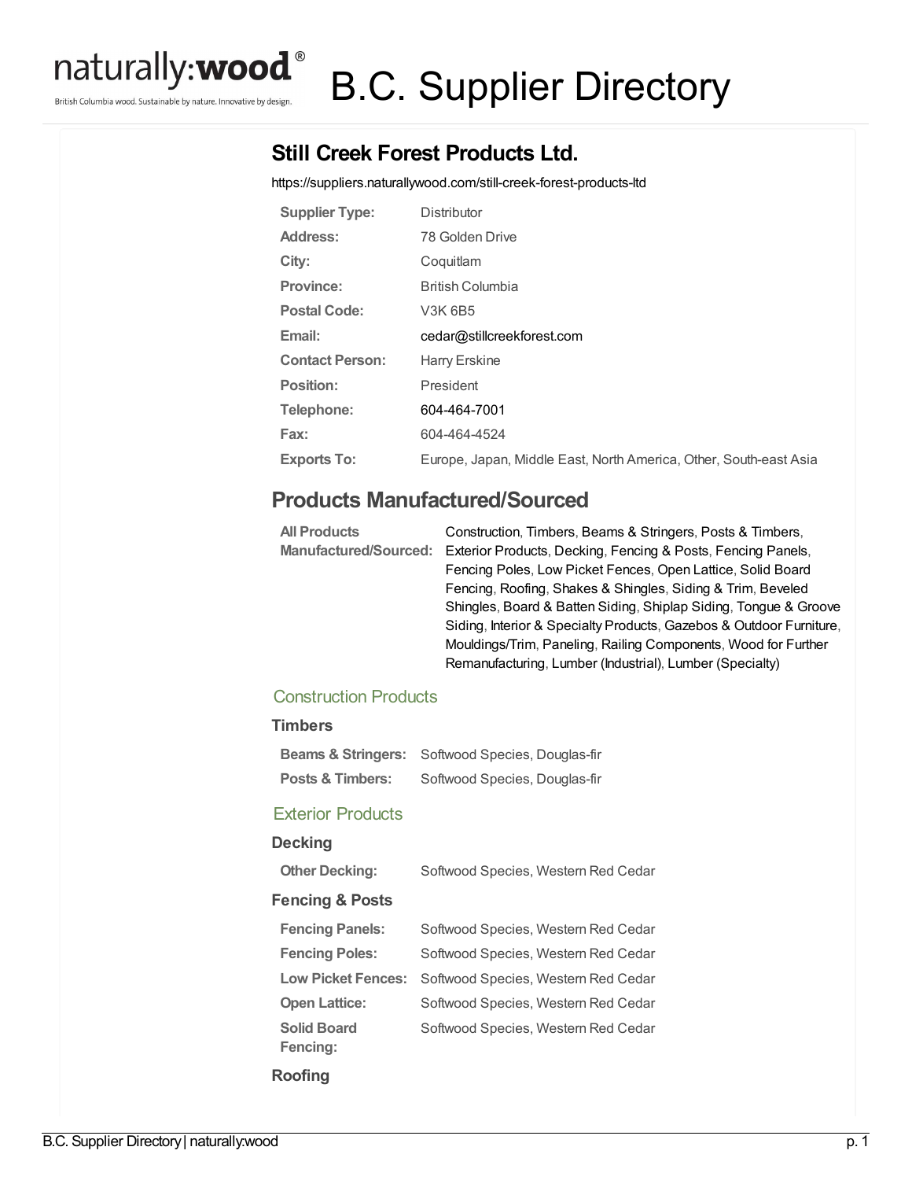# B.C. Supplier Directory

## Still Creek Forest Products Ltd.

https://suppliers.naturallywood.com/still-creek-forest-products-ltd

| | |
|---|---|
| **Supplier Type:** | Distributor |
| **Address:** | 78 Golden Drive |
| **City:** | Coquitlam |
| **Province:** | British Columbia |
| **Postal Code:** | V3K 6B5 |
| **Email:** | cedar@stillcreekforest.com |
| **Contact Person:** | Harry Erskine |
| **Position:** | President |
| **Telephone:** | 604-464-7001 |
| **Fax:** | 604-464-4524 |
| **Exports To:** | Europe, Japan, Middle East, North America, Other, South-east Asia |

## Products Manufactured/Sourced

| | |
|---|---|
| **All Products Manufactured/Sourced:** | Construction, Timbers, Beams & Stringers, Posts & Timbers, Exterior Products, Decking, Fencing & Posts, Fencing Panels, Fencing Poles, Low Picket Fences, Open Lattice, Solid Board Fencing, Roofing, Shakes & Shingles, Siding & Trim, Beveled Shingles, Board & Batten Siding, Shiplap Siding, Tongue & Groove Siding, Interior & Specialty Products, Gazebos & Outdoor Furniture, Mouldings/Trim, Paneling, Railing Components, Wood for Further Remanufacturing, Lumber (Industrial), Lumber (Specialty) |

### Construction Products

#### Timbers

| | |
|---|---|
| **Beams & Stringers:** | Softwood Species, Douglas-fir |
| **Posts & Timbers:** | Softwood Species, Douglas-fir |

### Exterior Products

#### Decking

| | |
|---|---|
| **Other Decking:** | Softwood Species, Western Red Cedar |

#### Fencing & Posts

| | |
|---|---|
| **Fencing Panels:** | Softwood Species, Western Red Cedar |
| **Fencing Poles:** | Softwood Species, Western Red Cedar |
| **Low Picket Fences:** | Softwood Species, Western Red Cedar |
| **Open Lattice:** | Softwood Species, Western Red Cedar |
| **Solid Board Fencing:** | Softwood Species, Western Red Cedar |

#### Roofing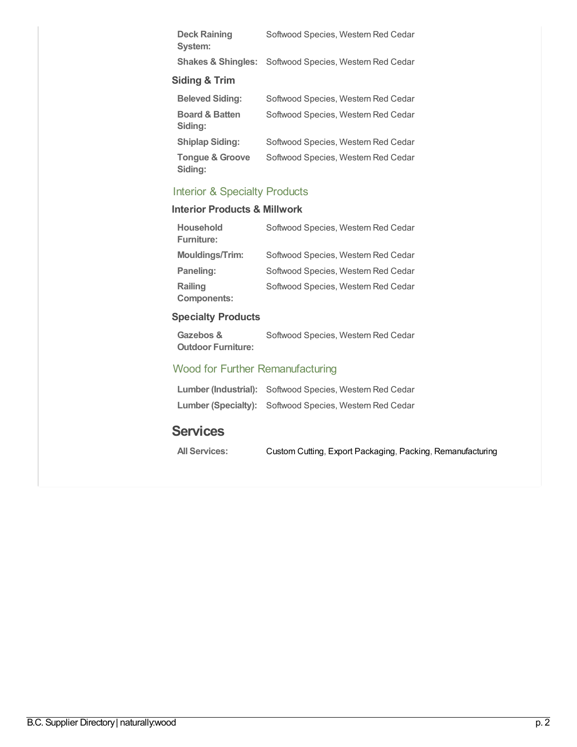| | |
|---|---|
| **Deck Raining System:** | Softwood Species, Western Red Cedar |
| **Shakes & Shingles:** | Softwood Species, Western Red Cedar |

### Siding & Trim

| | |
|---|---|
| **Beleved Siding:** | Softwood Species, Western Red Cedar |
| **Board & Batten Siding:** | Softwood Species, Western Red Cedar |
| **Shiplap Siding:** | Softwood Species, Western Red Cedar |
| **Tongue & Groove Siding:** | Softwood Species, Western Red Cedar |

## Interior & Specialty Products

### Interior Products & Millwork

| | |
|---|---|
| **Household Furniture:** | Softwood Species, Western Red Cedar |
| **Mouldings/Trim:** | Softwood Species, Western Red Cedar |
| **Paneling:** | Softwood Species, Western Red Cedar |
| **Railing Components:** | Softwood Species, Western Red Cedar |

### Specialty Products

| | |
|---|---|
| **Gazebos & Outdoor Furniture:** | Softwood Species, Western Red Cedar |

## Wood for Further Remanufacturing

| | |
|---|---|
| **Lumber (Industrial):** | Softwood Species, Western Red Cedar |
| **Lumber (Specialty):** | Softwood Species, Western Red Cedar |

# Services

| | |
|---|---|
| **All Services:** | Custom Cutting, Export Packaging, Packing, Remanufacturing |